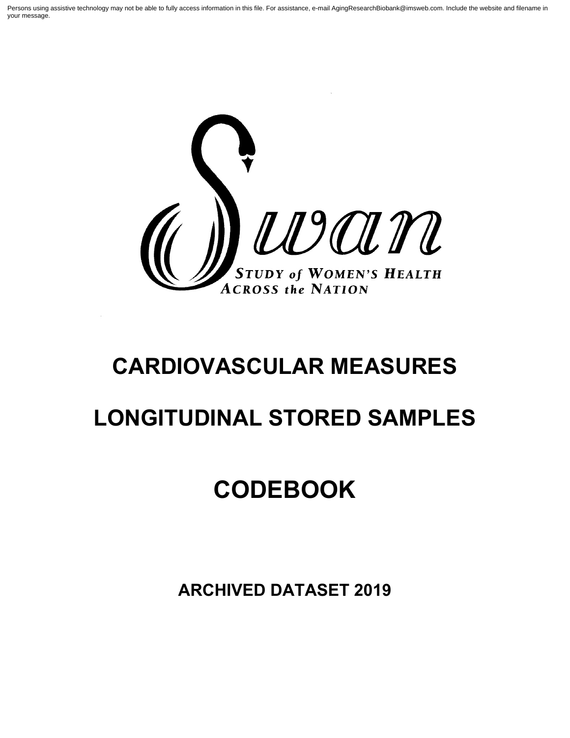Persons using assistive technology may not be able to fully access information in this file. For assistance, e-mail AgingResearchBiobank@imsweb.com. Include the website and filename in your message.

Swan

STUDY of WOMEN'S HEALTH ACROSS the NATION

# CARDIOVASCULAR MEASURES

# LONGITUDINAL STORED SAMPLES

# CODEBOOK

## ARCHIVED DATASET 2019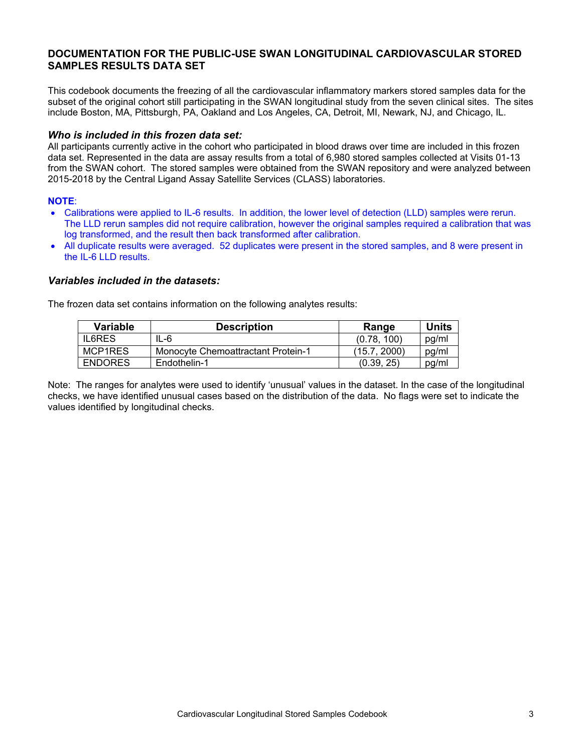## DOCUMENTATION FOR THE PUBLIC-USE SWAN LONGITUDINAL CARDIOVASCULAR STORED SAMPLES RESULTS DATA SET

This codebook documents the freezing of all the cardiovascular inflammatory markers stored samples data for the subset of the original cohort still participating in the SWAN longitudinal study from the seven clinical sites. The sites include Boston, MA, Pittsburgh, PA, Oakland and Los Angeles, CA, Detroit, MI, Newark, NJ, and Chicago, IL.

### *Who is included in this frozen data set:*

All participants currently active in the cohort who participated in blood draws over time are included in this frozen data set. Represented in the data are assay results from a total of 6,980 stored samples collected at Visits 01-13 from the SWAN cohort. The stored samples were obtained from the SWAN repository and were analyzed between 2015-2018 by the Central Ligand Assay Satellite Services (CLASS) laboratories.

**NOTE**:

- Calibrations were applied to IL-6 results. In addition, the lower level of detection (LLD) samples were rerun. The LLD rerun samples did not require calibration, however the original samples required a calibration that was log transformed, and the result then back transformed after calibration.
- All duplicate results were averaged. 52 duplicates were present in the stored samples, and 8 were present in the IL-6 LLD results.

### *Variables included in the datasets:*

The frozen data set contains information on the following analytes results:

| Variable | Description | Range | Units |
|---|---|---|---|
| IL6RES | IL-6 | (0.78, 100) | pg/ml |
| MCP1RES | Monocyte Chemoattractant Protein-1 | (15.7, 2000) | pg/ml |
| ENDORES | Endothelin-1 | (0.39, 25) | pg/ml |

Note: The ranges for analytes were used to identify ‘unusual’ values in the dataset. In the case of the longitudinal checks, we have identified unusual cases based on the distribution of the data. No flags were set to indicate the values identified by longitudinal checks.